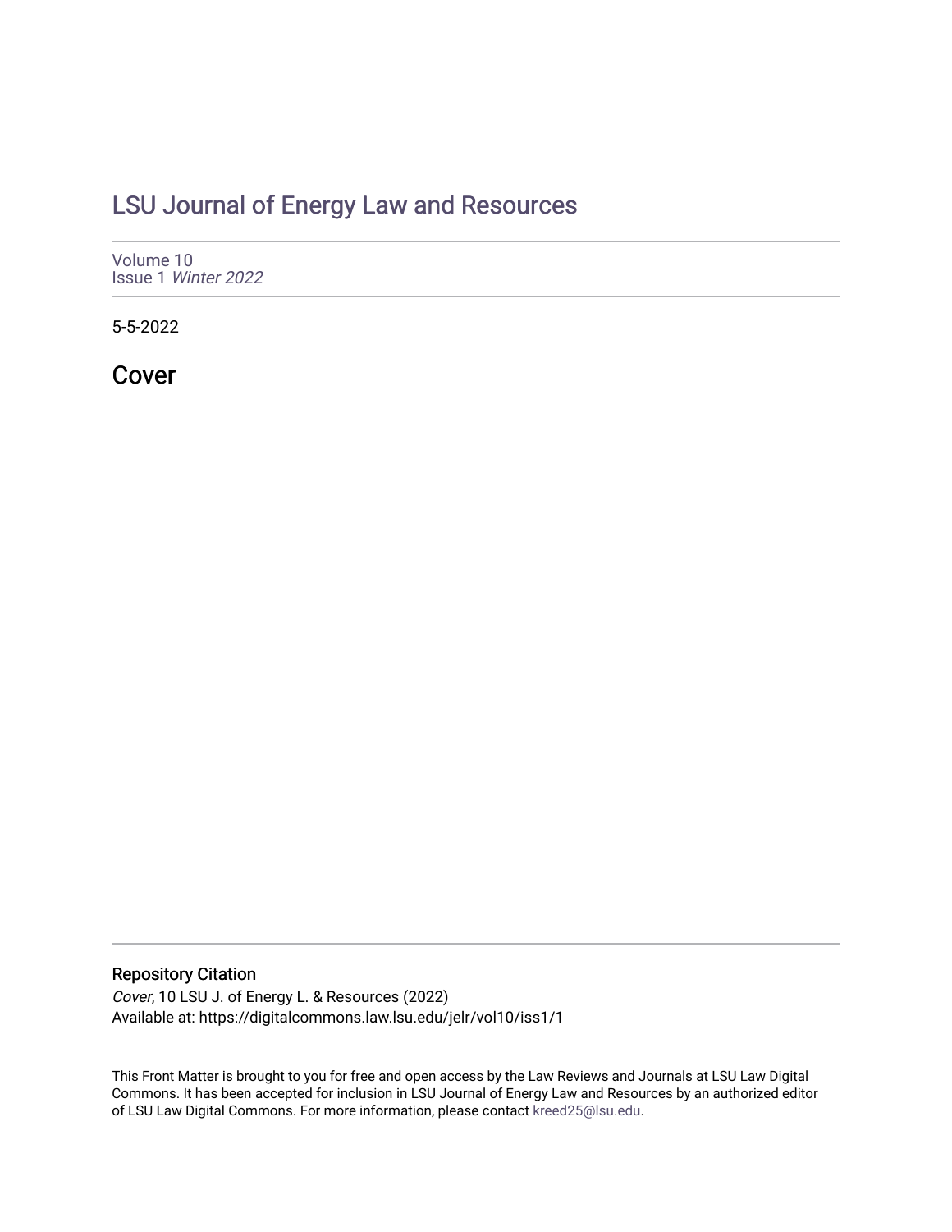# LSU Journal of Energy Law and Resources

Volume 10
Issue 1 *Winter 2022*

5-5-2022

## Cover

### Repository Citation

*Cover*, 10 LSU J. of Energy L. & Resources (2022)
Available at: https://digitalcommons.law.lsu.edu/jelr/vol10/iss1/1

This Front Matter is brought to you for free and open access by the Law Reviews and Journals at LSU Law Digital Commons. It has been accepted for inclusion in LSU Journal of Energy Law and Resources by an authorized editor of LSU Law Digital Commons. For more information, please contact kreed25@lsu.edu.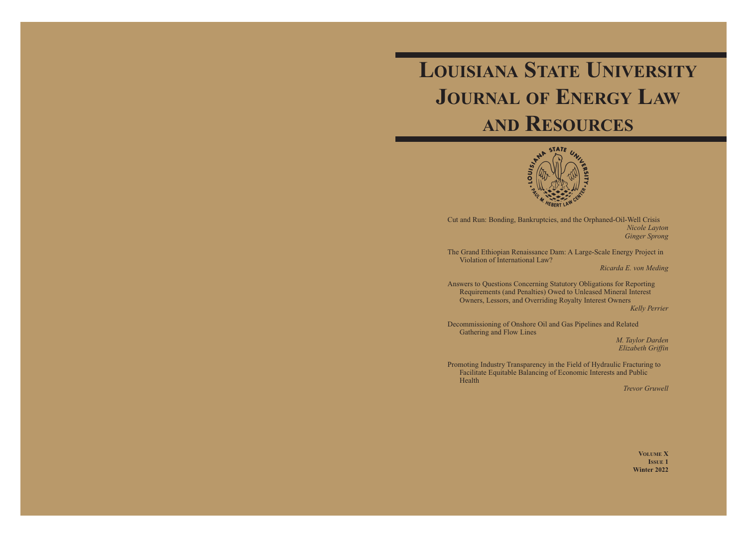# Louisiana State University Journal of Energy Law and Resources

Cut and Run: Bonding, Bankruptcies, and the Orphaned-Oil-Well Crisis
*Nicole Layton*
*Ginger Sprong*

The Grand Ethiopian Renaissance Dam: A Large-Scale Energy Project in Violation of International Law?
*Ricarda E. von Meding*

Answers to Questions Concerning Statutory Obligations for Reporting Requirements (and Penalties) Owed to Unleased Mineral Interest Owners, Lessors, and Overriding Royalty Interest Owners
*Kelly Perrier*

Decommissioning of Onshore Oil and Gas Pipelines and Related Gathering and Flow Lines
*M. Taylor Darden*
*Elizabeth Griffin*

Promoting Industry Transparency in the Field of Hydraulic Fracturing to Facilitate Equitable Balancing of Economic Interests and Public Health
*Trevor Gruwell*

**Volume X**
**Issue 1**
**Winter 2022**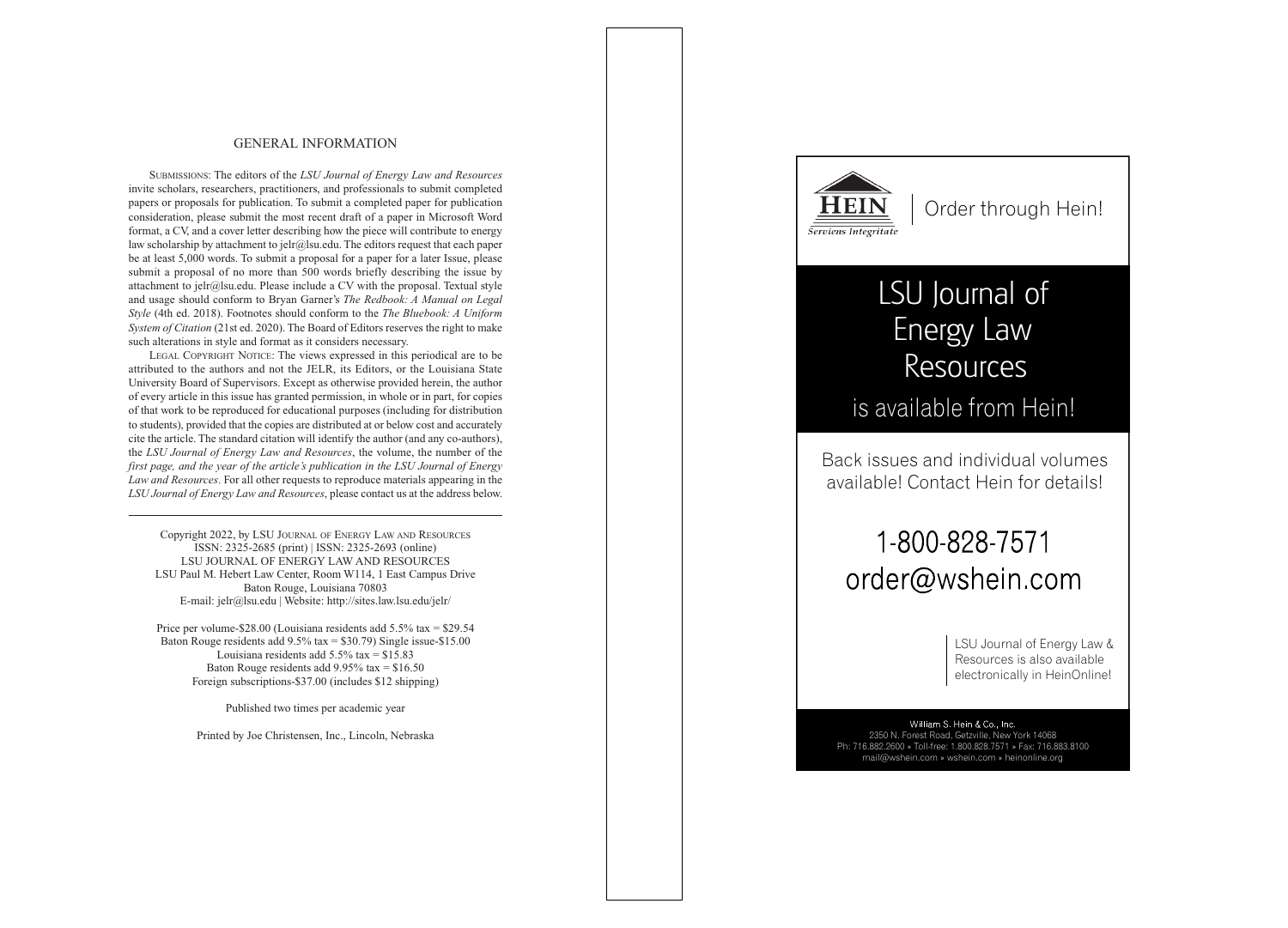# GENERAL INFORMATION

SUBMISSIONS: The editors of the *LSU Journal of Energy Law and Resources* invite scholars, researchers, practitioners, and professionals to submit completed papers or proposals for publication. To submit a completed paper for publication consideration, please submit the most recent draft of a paper in Microsoft Word format, a CV, and a cover letter describing how the piece will contribute to energy law scholarship by attachment to jelr@lsu.edu. The editors request that each paper be at least 5,000 words. To submit a proposal for a paper for a later Issue, please submit a proposal of no more than 500 words briefly describing the issue by attachment to jelr@lsu.edu. Please include a CV with the proposal. Textual style and usage should conform to Bryan Garner's *The Redbook: A Manual on Legal Style* (4th ed. 2018). Footnotes should conform to the *The Bluebook: A Uniform System of Citation* (21st ed. 2020). The Board of Editors reserves the right to make such alterations in style and format as it considers necessary.

LEGAL COPYRIGHT NOTICE: The views expressed in this periodical are to be attributed to the authors and not the JELR, its Editors, or the Louisiana State University Board of Supervisors. Except as otherwise provided herein, the author of every article in this issue has granted permission, in whole or in part, for copies of that work to be reproduced for educational purposes (including for distribution to students), provided that the copies are distributed at or below cost and accurately cite the article. The standard citation will identify the author (and any co-authors), the *LSU Journal of Energy Law and Resources*, the volume, the number of the *first page, and the year of the article's publication in the LSU Journal of Energy Law and Resources*. For all other requests to reproduce materials appearing in the *LSU Journal of Energy Law and Resources*, please contact us at the address below.

---

Copyright 2022, by LSU JOURNAL OF ENERGY LAW AND RESOURCES
ISSN: 2325-2685 (print) | ISSN: 2325-2693 (online)
LSU JOURNAL OF ENERGY LAW AND RESOURCES
LSU Paul M. Hebert Law Center, Room W114, 1 East Campus Drive
Baton Rouge, Louisiana 70803
E-mail: jelr@lsu.edu | Website: http://sites.law.lsu.edu/jelr/

Price per volume-$28.00 (Louisiana residents add 5.5% tax = $29.54
Baton Rouge residents add 9.5% tax = $30.79) Single issue-$15.00
Louisiana residents add 5.5% tax = $15.83
Baton Rouge residents add 9.95% tax = $16.50
Foreign subscriptions-$37.00 (includes $12 shipping)

Published two times per academic year

Printed by Joe Christensen, Inc., Lincoln, Nebraska

---

HEIN
*Serviens Integritate*

Order through Hein!

# LSU Journal of Energy Law Resources

is available from Hein!

Back issues and individual volumes available! Contact Hein for details!

1-800-828-7571
order@wshein.com

LSU Journal of Energy Law & Resources is also available electronically in HeinOnline!

William S. Hein & Co., Inc.
2350 N. Forest Road, Getzville, New York 14068
Ph: 716.882.2600 » Toll-free: 1.800.828.7571 » Fax: 716.883.8100
mail@wshein.com » wshein.com » heinonline.org